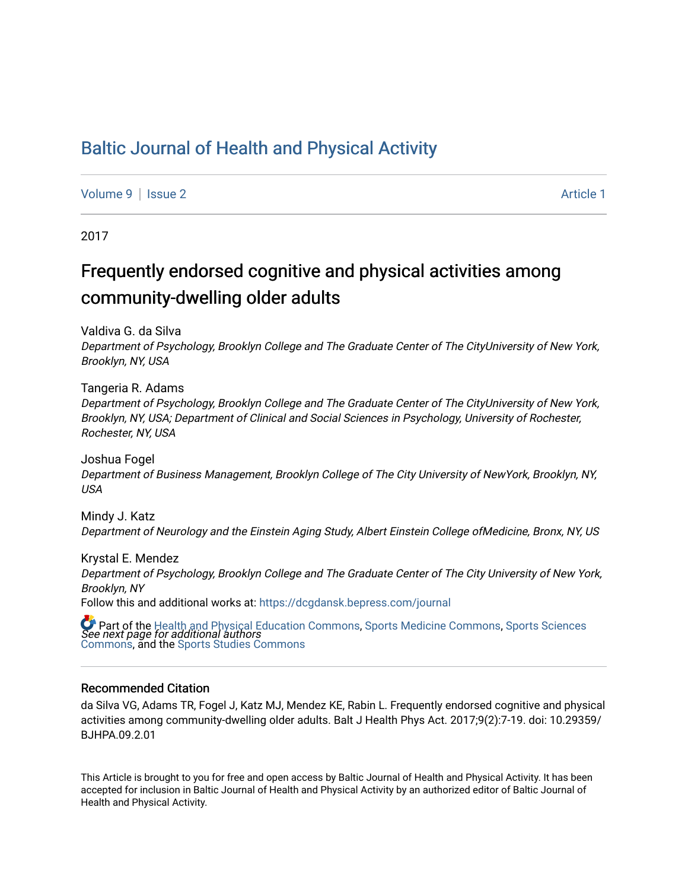# Baltic Journal of Health and Physical Activity

Volume 9 | Issue 2 Article 1

2017

## Frequently endorsed cognitive and physical activities among community-dwelling older adults

Valdiva G. da Silva
*Department of Psychology, Brooklyn College and The Graduate Center of The CityUniversity of New York, Brooklyn, NY, USA*

Tangeria R. Adams
*Department of Psychology, Brooklyn College and The Graduate Center of The CityUniversity of New York, Brooklyn, NY, USA; Department of Clinical and Social Sciences in Psychology, University of Rochester, Rochester, NY, USA*

Joshua Fogel
*Department of Business Management, Brooklyn College of The City University of NewYork, Brooklyn, NY, USA*

Mindy J. Katz
*Department of Neurology and the Einstein Aging Study, Albert Einstein College ofMedicine, Bronx, NY, US*

Krystal E. Mendez
*Department of Psychology, Brooklyn College and The Graduate Center of The City University of New York, Brooklyn, NY*

Follow this and additional works at: https://dcgdansk.bepress.com/journal

Part of the Health and Physical Education Commons, Sports Medicine Commons, Sports Sciences Commons, and the Sports Studies Commons

*See next page for additional authors*

### Recommended Citation

da Silva VG, Adams TR, Fogel J, Katz MJ, Mendez KE, Rabin L. Frequently endorsed cognitive and physical activities among community-dwelling older adults. Balt J Health Phys Act. 2017;9(2):7-19. doi: 10.29359/BJHPA.09.2.01

This Article is brought to you for free and open access by Baltic Journal of Health and Physical Activity. It has been accepted for inclusion in Baltic Journal of Health and Physical Activity by an authorized editor of Baltic Journal of Health and Physical Activity.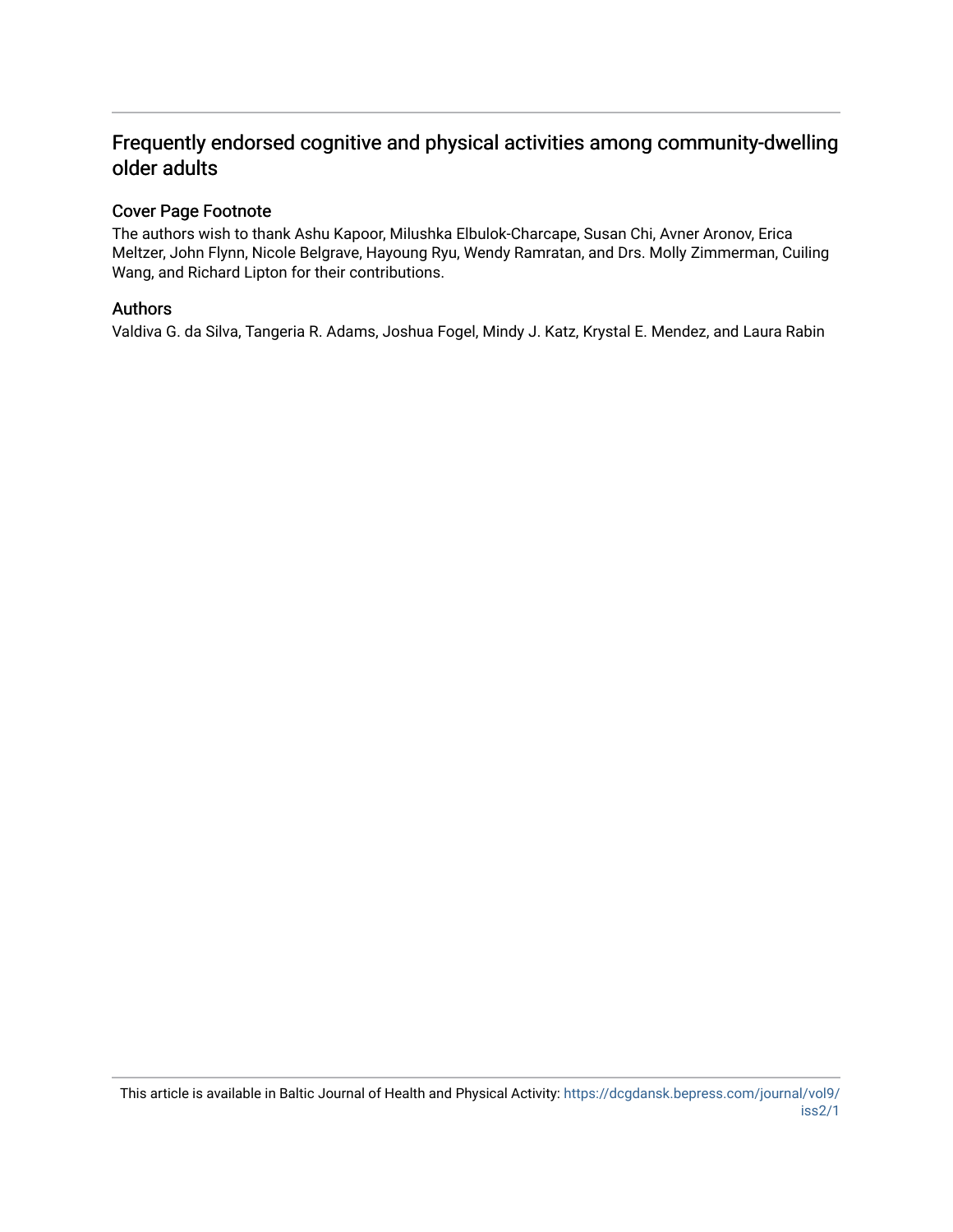# Frequently endorsed cognitive and physical activities among community-dwelling older adults

## Cover Page Footnote

The authors wish to thank Ashu Kapoor, Milushka Elbulok-Charcape, Susan Chi, Avner Aronov, Erica Meltzer, John Flynn, Nicole Belgrave, Hayoung Ryu, Wendy Ramratan, and Drs. Molly Zimmerman, Cuiling Wang, and Richard Lipton for their contributions.

## Authors

Valdiva G. da Silva, Tangeria R. Adams, Joshua Fogel, Mindy J. Katz, Krystal E. Mendez, and Laura Rabin

This article is available in Baltic Journal of Health and Physical Activity: https://dcgdansk.bepress.com/journal/vol9/iss2/1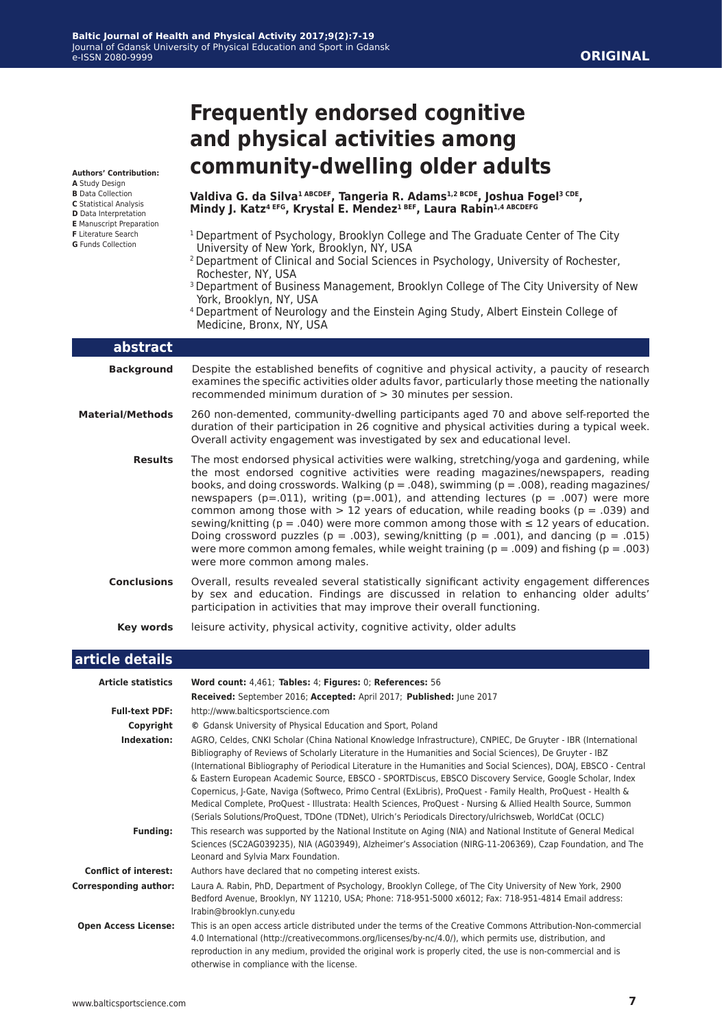**ORIGINAL**

# Frequently endorsed cognitive and physical activities among community-dwelling older adults

**Authors' Contribution:**
**A** Study Design
**B** Data Collection
**C** Statistical Analysis
**D** Data Interpretation
**E** Manuscript Preparation
**F** Literature Search
**G** Funds Collection

**Valdiva G. da Silva[1 ABCDEF], Tangeria R. Adams[1,2 BCDE], Joshua Fogel[3 CDE], Mindy J. Katz[4 EFG], Krystal E. Mendez[1 BEF], Laura Rabin[1,4 ABCDEFG]**

[1] Department of Psychology, Brooklyn College and The Graduate Center of The City University of New York, Brooklyn, NY, USA
[2] Department of Clinical and Social Sciences in Psychology, University of Rochester, Rochester, NY, USA
[3] Department of Business Management, Brooklyn College of The City University of New York, Brooklyn, NY, USA
[4] Department of Neurology and the Einstein Aging Study, Albert Einstein College of Medicine, Bronx, NY, USA

## abstract

**Background** Despite the established benefits of cognitive and physical activity, a paucity of research examines the specific activities older adults favor, particularly those meeting the nationally recommended minimum duration of > 30 minutes per session.

**Material/Methods** 260 non-demented, community-dwelling participants aged 70 and above self-reported the duration of their participation in 26 cognitive and physical activities during a typical week. Overall activity engagement was investigated by sex and educational level.

**Results** The most endorsed physical activities were walking, stretching/yoga and gardening, while the most endorsed cognitive activities were reading magazines/newspapers, reading books, and doing crosswords. Walking ($p = .048$), swimming ($p = .008$), reading magazines/newspapers ($p=.011$), writing ($p=.001$), and attending lectures ($p = .007$) were more common among those with > 12 years of education, while reading books ($p = .039$) and sewing/knitting ($p = .040$) were more common among those with ≤ 12 years of education. Doing crossword puzzles ($p = .003$), sewing/knitting ($p = .001$), and dancing ($p = .015$) were more common among females, while weight training ($p = .009$) and fishing ($p = .003$) were more common among males.

**Conclusions** Overall, results revealed several statistically significant activity engagement differences by sex and education. Findings are discussed in relation to enhancing older adults' participation in activities that may improve their overall functioning.

**Key words** leisure activity, physical activity, cognitive activity, older adults

## article details

**Article statistics** **Word count:** 4,461; **Tables:** 4; **Figures:** 0; **References:** 56
**Received:** September 2016; **Accepted:** April 2017; **Published:** June 2017

**Full-text PDF:** http://www.balticsportscience.com

**Copyright** © Gdansk University of Physical Education and Sport, Poland

**Indexation:** AGRO, Celdes, CNKI Scholar (China National Knowledge Infrastructure), CNPIEC, De Gruyter - IBR (International Bibliography of Reviews of Scholarly Literature in the Humanities and Social Sciences), De Gruyter - IBZ (International Bibliography of Periodical Literature in the Humanities and Social Sciences), DOAJ, EBSCO - Central & Eastern European Academic Source, EBSCO - SPORTDiscus, EBSCO Discovery Service, Google Scholar, Index Copernicus, J-Gate, Naviga (Softweco, Primo Central (ExLibris), ProQuest - Family Health, ProQuest - Health & Medical Complete, ProQuest - Illustrata: Health Sciences, ProQuest - Nursing & Allied Health Source, Summon (Serials Solutions/ProQuest, TDOne (TDNet), Ulrich's Periodicals Directory/ulrichsweb, WorldCat (OCLC)

**Funding:** This research was supported by the National Institute on Aging (NIA) and National Institute of General Medical Sciences (SC2AG039235), NIA (AG03949), Alzheimer's Association (NIRG-11-206369), Czap Foundation, and The Leonard and Sylvia Marx Foundation.

**Conflict of interest:** Authors have declared that no competing interest exists.

**Corresponding author:** Laura A. Rabin, PhD, Department of Psychology, Brooklyn College, of The City University of New York, 2900 Bedford Avenue, Brooklyn, NY 11210, USA; Phone: 718-951-5000 x6012; Fax: 718-951-4814 Email address: lrabin@brooklyn.cuny.edu

**Open Access License:** This is an open access article distributed under the terms of the Creative Commons Attribution-Non-commercial 4.0 International (http://creativecommons.org/licenses/by-nc/4.0/), which permits use, distribution, and reproduction in any medium, provided the original work is properly cited, the use is non-commercial and is otherwise in compliance with the license.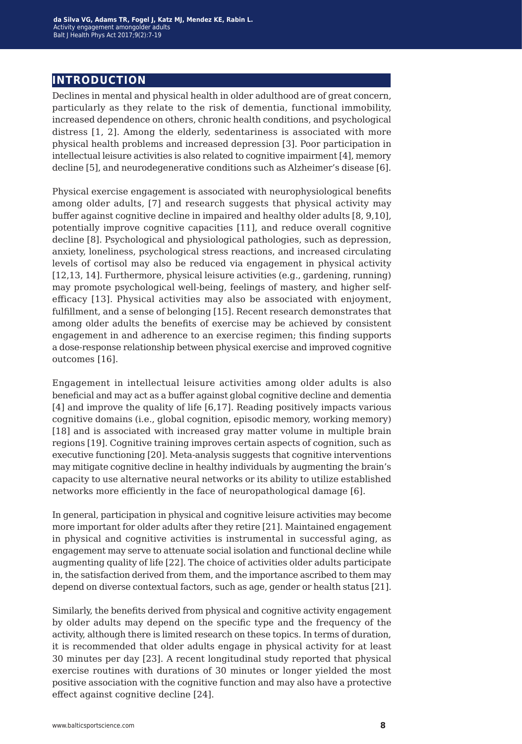## INTRODUCTION

Declines in mental and physical health in older adulthood are of great concern, particularly as they relate to the risk of dementia, functional immobility, increased dependence on others, chronic health conditions, and psychological distress [1, 2]. Among the elderly, sedentariness is associated with more physical health problems and increased depression [3]. Poor participation in intellectual leisure activities is also related to cognitive impairment [4], memory decline [5], and neurodegenerative conditions such as Alzheimer's disease [6].

Physical exercise engagement is associated with neurophysiological benefits among older adults, [7] and research suggests that physical activity may buffer against cognitive decline in impaired and healthy older adults [8, 9,10], potentially improve cognitive capacities [11], and reduce overall cognitive decline [8]. Psychological and physiological pathologies, such as depression, anxiety, loneliness, psychological stress reactions, and increased circulating levels of cortisol may also be reduced via engagement in physical activity [12,13, 14]. Furthermore, physical leisure activities (e.g., gardening, running) may promote psychological well-being, feelings of mastery, and higher self-efficacy [13]. Physical activities may also be associated with enjoyment, fulfillment, and a sense of belonging [15]. Recent research demonstrates that among older adults the benefits of exercise may be achieved by consistent engagement in and adherence to an exercise regimen; this finding supports a dose-response relationship between physical exercise and improved cognitive outcomes [16].

Engagement in intellectual leisure activities among older adults is also beneficial and may act as a buffer against global cognitive decline and dementia [4] and improve the quality of life [6,17]. Reading positively impacts various cognitive domains (i.e., global cognition, episodic memory, working memory) [18] and is associated with increased gray matter volume in multiple brain regions [19]. Cognitive training improves certain aspects of cognition, such as executive functioning [20]. Meta-analysis suggests that cognitive interventions may mitigate cognitive decline in healthy individuals by augmenting the brain's capacity to use alternative neural networks or its ability to utilize established networks more efficiently in the face of neuropathological damage [6].

In general, participation in physical and cognitive leisure activities may become more important for older adults after they retire [21]. Maintained engagement in physical and cognitive activities is instrumental in successful aging, as engagement may serve to attenuate social isolation and functional decline while augmenting quality of life [22]. The choice of activities older adults participate in, the satisfaction derived from them, and the importance ascribed to them may depend on diverse contextual factors, such as age, gender or health status [21].

Similarly, the benefits derived from physical and cognitive activity engagement by older adults may depend on the specific type and the frequency of the activity, although there is limited research on these topics. In terms of duration, it is recommended that older adults engage in physical activity for at least 30 minutes per day [23]. A recent longitudinal study reported that physical exercise routines with durations of 30 minutes or longer yielded the most positive association with the cognitive function and may also have a protective effect against cognitive decline [24].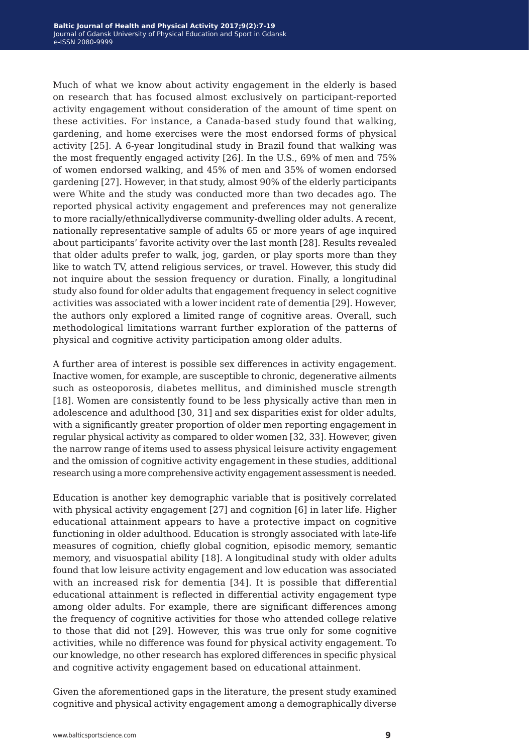Much of what we know about activity engagement in the elderly is based on research that has focused almost exclusively on participant-reported activity engagement without consideration of the amount of time spent on these activities. For instance, a Canada-based study found that walking, gardening, and home exercises were the most endorsed forms of physical activity [25]. A 6-year longitudinal study in Brazil found that walking was the most frequently engaged activity [26]. In the U.S., 69% of men and 75% of women endorsed walking, and 45% of men and 35% of women endorsed gardening [27]. However, in that study, almost 90% of the elderly participants were White and the study was conducted more than two decades ago. The reported physical activity engagement and preferences may not generalize to more racially/ethnicallydiverse community-dwelling older adults. A recent, nationally representative sample of adults 65 or more years of age inquired about participants' favorite activity over the last month [28]. Results revealed that older adults prefer to walk, jog, garden, or play sports more than they like to watch TV, attend religious services, or travel. However, this study did not inquire about the session frequency or duration. Finally, a longitudinal study also found for older adults that engagement frequency in select cognitive activities was associated with a lower incident rate of dementia [29]. However, the authors only explored a limited range of cognitive areas. Overall, such methodological limitations warrant further exploration of the patterns of physical and cognitive activity participation among older adults.

A further area of interest is possible sex differences in activity engagement. Inactive women, for example, are susceptible to chronic, degenerative ailments such as osteoporosis, diabetes mellitus, and diminished muscle strength [18]. Women are consistently found to be less physically active than men in adolescence and adulthood [30, 31] and sex disparities exist for older adults, with a significantly greater proportion of older men reporting engagement in regular physical activity as compared to older women [32, 33]. However, given the narrow range of items used to assess physical leisure activity engagement and the omission of cognitive activity engagement in these studies, additional research using a more comprehensive activity engagement assessment is needed.

Education is another key demographic variable that is positively correlated with physical activity engagement [27] and cognition [6] in later life. Higher educational attainment appears to have a protective impact on cognitive functioning in older adulthood. Education is strongly associated with late-life measures of cognition, chiefly global cognition, episodic memory, semantic memory, and visuospatial ability [18]. A longitudinal study with older adults found that low leisure activity engagement and low education was associated with an increased risk for dementia [34]. It is possible that differential educational attainment is reflected in differential activity engagement type among older adults. For example, there are significant differences among the frequency of cognitive activities for those who attended college relative to those that did not [29]. However, this was true only for some cognitive activities, while no difference was found for physical activity engagement. To our knowledge, no other research has explored differences in specific physical and cognitive activity engagement based on educational attainment.

Given the aforementioned gaps in the literature, the present study examined cognitive and physical activity engagement among a demographically diverse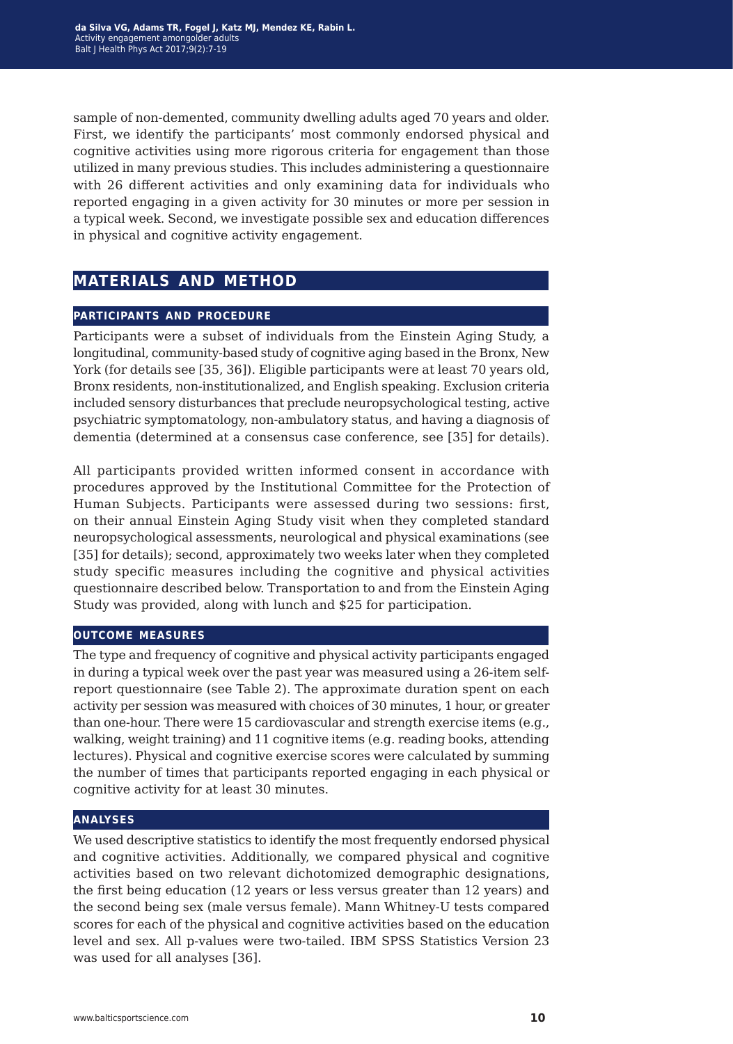sample of non-demented, community dwelling adults aged 70 years and older. First, we identify the participants' most commonly endorsed physical and cognitive activities using more rigorous criteria for engagement than those utilized in many previous studies. This includes administering a questionnaire with 26 different activities and only examining data for individuals who reported engaging in a given activity for 30 minutes or more per session in a typical week. Second, we investigate possible sex and education differences in physical and cognitive activity engagement.

## MATERIALS AND METHOD

### PARTICIPANTS AND PROCEDURE

Participants were a subset of individuals from the Einstein Aging Study, a longitudinal, community-based study of cognitive aging based in the Bronx, New York (for details see [35, 36]). Eligible participants were at least 70 years old, Bronx residents, non-institutionalized, and English speaking. Exclusion criteria included sensory disturbances that preclude neuropsychological testing, active psychiatric symptomatology, non-ambulatory status, and having a diagnosis of dementia (determined at a consensus case conference, see [35] for details).

All participants provided written informed consent in accordance with procedures approved by the Institutional Committee for the Protection of Human Subjects. Participants were assessed during two sessions: first, on their annual Einstein Aging Study visit when they completed standard neuropsychological assessments, neurological and physical examinations (see [35] for details); second, approximately two weeks later when they completed study specific measures including the cognitive and physical activities questionnaire described below. Transportation to and from the Einstein Aging Study was provided, along with lunch and $25 for participation.

### OUTCOME MEASURES

The type and frequency of cognitive and physical activity participants engaged in during a typical week over the past year was measured using a 26-item self-report questionnaire (see Table 2). The approximate duration spent on each activity per session was measured with choices of 30 minutes, 1 hour, or greater than one-hour. There were 15 cardiovascular and strength exercise items (e.g., walking, weight training) and 11 cognitive items (e.g. reading books, attending lectures). Physical and cognitive exercise scores were calculated by summing the number of times that participants reported engaging in each physical or cognitive activity for at least 30 minutes.

### ANALYSES

We used descriptive statistics to identify the most frequently endorsed physical and cognitive activities. Additionally, we compared physical and cognitive activities based on two relevant dichotomized demographic designations, the first being education (12 years or less versus greater than 12 years) and the second being sex (male versus female). Mann Whitney-U tests compared scores for each of the physical and cognitive activities based on the education level and sex. All p-values were two-tailed. IBM SPSS Statistics Version 23 was used for all analyses [36].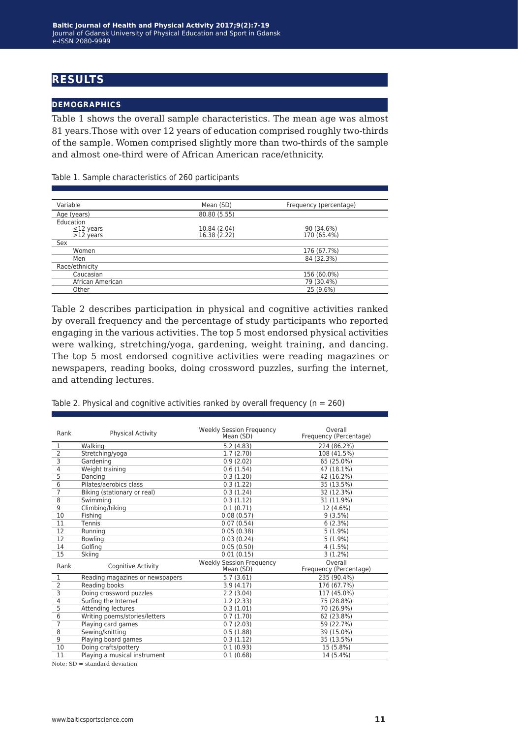## RESULTS

### DEMOGRAPHICS

Table 1 shows the overall sample characteristics. The mean age was almost 81 years.Those with over 12 years of education comprised roughly two-thirds of the sample. Women comprised slightly more than two-thirds of the sample and almost one-third were of African American race/ethnicity.

Table 1. Sample characteristics of 260 participants

| Variable | Mean (SD) | Frequency (percentage) |
|---|---|---|
| Age (years) | 80.80 (5.55) | |
| Education | | |
| ≤12 years | 10.84 (2.04) | 90 (34.6%) |
| >12 years | 16.38 (2.22) | 170 (65.4%) |
| Sex | | |
| Women | | 176 (67.7%) |
| Men | | 84 (32.3%) |
| Race/ethnicity | | |
| Caucasian | | 156 (60.0%) |
| African American | | 79 (30.4%) |
| Other | | 25 (9.6%) |

Table 2 describes participation in physical and cognitive activities ranked by overall frequency and the percentage of study participants who reported engaging in the various activities. The top 5 most endorsed physical activities were walking, stretching/yoga, gardening, weight training, and dancing. The top 5 most endorsed cognitive activities were reading magazines or newspapers, reading books, doing crossword puzzles, surfing the internet, and attending lectures.

Table 2. Physical and cognitive activities ranked by overall frequency (n = 260)

| Rank | Physical Activity | Weekly Session Frequency Mean (SD) | Overall Frequency (Percentage) |
|---|---|---|---|
| 1 | Walking | 5.2 (4.83) | 224 (86.2%) |
| 2 | Stretching/yoga | 1.7 (2.70) | 108 (41.5%) |
| 3 | Gardening | 0.9 (2.02) | 65 (25.0%) |
| 4 | Weight training | 0.6 (1.54) | 47 (18.1%) |
| 5 | Dancing | 0.3 (1.20) | 42 (16.2%) |
| 6 | Pilates/aerobics class | 0.3 (1.22) | 35 (13.5%) |
| 7 | Biking (stationary or real) | 0.3 (1.24) | 32 (12.3%) |
| 8 | Swimming | 0.3 (1.12) | 31 (11.9%) |
| 9 | Climbing/hiking | 0.1 (0.71) | 12 (4.6%) |
| 10 | Fishing | 0.08 (0.57) | 9 (3.5%) |
| 11 | Tennis | 0.07 (0.54) | 6 (2.3%) |
| 12 | Running | 0.05 (0.38) | 5 (1.9%) |
| 12 | Bowling | 0.03 (0.24) | 5 (1.9%) |
| 14 | Golfing | 0.05 (0.50) | 4 (1.5%) |
| 15 | Skiing | 0.01 (0.15) | 3 (1.2%) |
| **Rank** | **Cognitive Activity** | **Weekly Session Frequency Mean (SD)** | **Overall Frequency (Percentage)** |
| 1 | Reading magazines or newspapers | 5.7 (3.61) | 235 (90.4%) |
| 2 | Reading books | 3.9 (4.17) | 176 (67.7%) |
| 3 | Doing crossword puzzles | 2.2 (3.04) | 117 (45.0%) |
| 4 | Surfing the Internet | 1.2 (2.33) | 75 (28.8%) |
| 5 | Attending lectures | 0.3 (1.01) | 70 (26.9%) |
| 6 | Writing poems/stories/letters | 0.7 (1.70) | 62 (23.8%) |
| 7 | Playing card games | 0.7 (2.03) | 59 (22.7%) |
| 8 | Sewing/knitting | 0.5 (1.88) | 39 (15.0%) |
| 9 | Playing board games | 0.3 (1.12) | 35 (13.5%) |
| 10 | Doing crafts/pottery | 0.1 (0.93) | 15 (5.8%) |
| 11 | Playing a musical instrument | 0.1 (0.68) | 14 (5.4%) |

Note: SD = standard deviation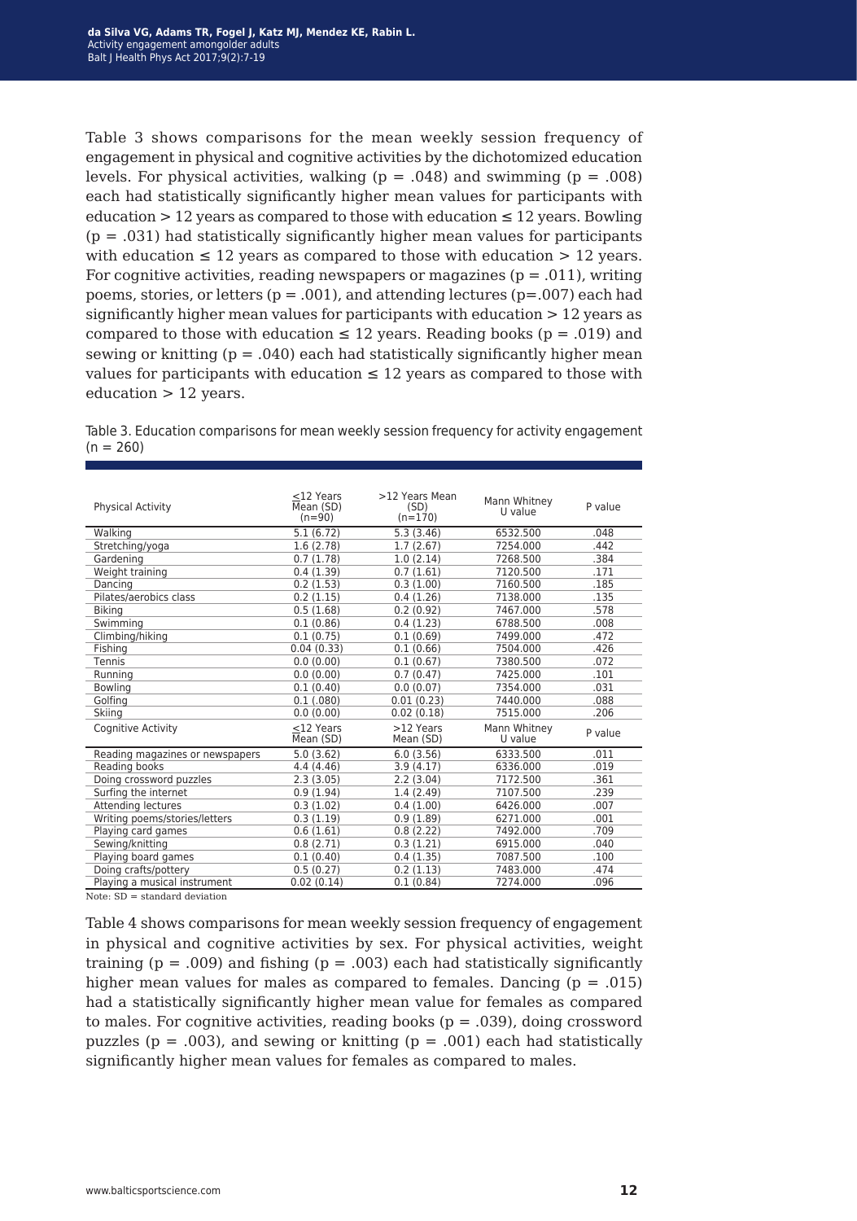Table 3 shows comparisons for the mean weekly session frequency of engagement in physical and cognitive activities by the dichotomized education levels. For physical activities, walking ($p = .048$) and swimming ($p = .008$) each had statistically significantly higher mean values for participants with education > 12 years as compared to those with education ≤ 12 years. Bowling ($p = .031$) had statistically significantly higher mean values for participants with education ≤ 12 years as compared to those with education > 12 years. For cognitive activities, reading newspapers or magazines ($p = .011$), writing poems, stories, or letters ($p = .001$), and attending lectures ($p = .007$) each had significantly higher mean values for participants with education > 12 years as compared to those with education ≤ 12 years. Reading books ($p = .019$) and sewing or knitting ($p = .040$) each had statistically significantly higher mean values for participants with education ≤ 12 years as compared to those with education > 12 years.

Table 3. Education comparisons for mean weekly session frequency for activity engagement (n = 260)

| Physical Activity | ≤12 Years Mean (SD) (n=90) | >12 Years Mean (SD) (n=170) | Mann Whitney U value | P value |
|---|---|---|---|---|
| Walking | 5.1 (6.72) | 5.3 (3.46) | 6532.500 | .048 |
| Stretching/yoga | 1.6 (2.78) | 1.7 (2.67) | 7254.000 | .442 |
| Gardening | 0.7 (1.78) | 1.0 (2.14) | 7268.500 | .384 |
| Weight training | 0.4 (1.39) | 0.7 (1.61) | 7120.500 | .171 |
| Dancing | 0.2 (1.53) | 0.3 (1.00) | 7160.500 | .185 |
| Pilates/aerobics class | 0.2 (1.15) | 0.4 (1.26) | 7138.000 | .135 |
| Biking | 0.5 (1.68) | 0.2 (0.92) | 7467.000 | .578 |
| Swimming | 0.1 (0.86) | 0.4 (1.23) | 6788.500 | .008 |
| Climbing/hiking | 0.1 (0.75) | 0.1 (0.69) | 7499.000 | .472 |
| Fishing | 0.04 (0.33) | 0.1 (0.66) | 7504.000 | .426 |
| Tennis | 0.0 (0.00) | 0.1 (0.67) | 7380.500 | .072 |
| Running | 0.0 (0.00) | 0.7 (0.47) | 7425.000 | .101 |
| Bowling | 0.1 (0.40) | 0.0 (0.07) | 7354.000 | .031 |
| Golfing | 0.1 (.080) | 0.01 (0.23) | 7440.000 | .088 |
| Skiing | 0.0 (0.00) | 0.02 (0.18) | 7515.000 | .206 |
| **Cognitive Activity** | **≤12 Years Mean (SD)** | **>12 Years Mean (SD)** | **Mann Whitney U value** | **P value** |
| Reading magazines or newspapers | 5.0 (3.62) | 6.0 (3.56) | 6333.500 | .011 |
| Reading books | 4.4 (4.46) | 3.9 (4.17) | 6336.000 | .019 |
| Doing crossword puzzles | 2.3 (3.05) | 2.2 (3.04) | 7172.500 | .361 |
| Surfing the internet | 0.9 (1.94) | 1.4 (2.49) | 7107.500 | .239 |
| Attending lectures | 0.3 (1.02) | 0.4 (1.00) | 6426.000 | .007 |
| Writing poems/stories/letters | 0.3 (1.19) | 0.9 (1.89) | 6271.000 | .001 |
| Playing card games | 0.6 (1.61) | 0.8 (2.22) | 7492.000 | .709 |
| Sewing/knitting | 0.8 (2.71) | 0.3 (1.21) | 6915.000 | .040 |
| Playing board games | 0.1 (0.40) | 0.4 (1.35) | 7087.500 | .100 |
| Doing crafts/pottery | 0.5 (0.27) | 0.2 (1.13) | 7483.000 | .474 |
| Playing a musical instrument | 0.02 (0.14) | 0.1 (0.84) | 7274.000 | .096 |

Note: SD = standard deviation

Table 4 shows comparisons for mean weekly session frequency of engagement in physical and cognitive activities by sex. For physical activities, weight training ($p = .009$) and fishing ($p = .003$) each had statistically significantly higher mean values for males as compared to females. Dancing ($p = .015$) had a statistically significantly higher mean value for females as compared to males. For cognitive activities, reading books ($p = .039$), doing crossword puzzles ($p = .003$), and sewing or knitting ($p = .001$) each had statistically significantly higher mean values for females as compared to males.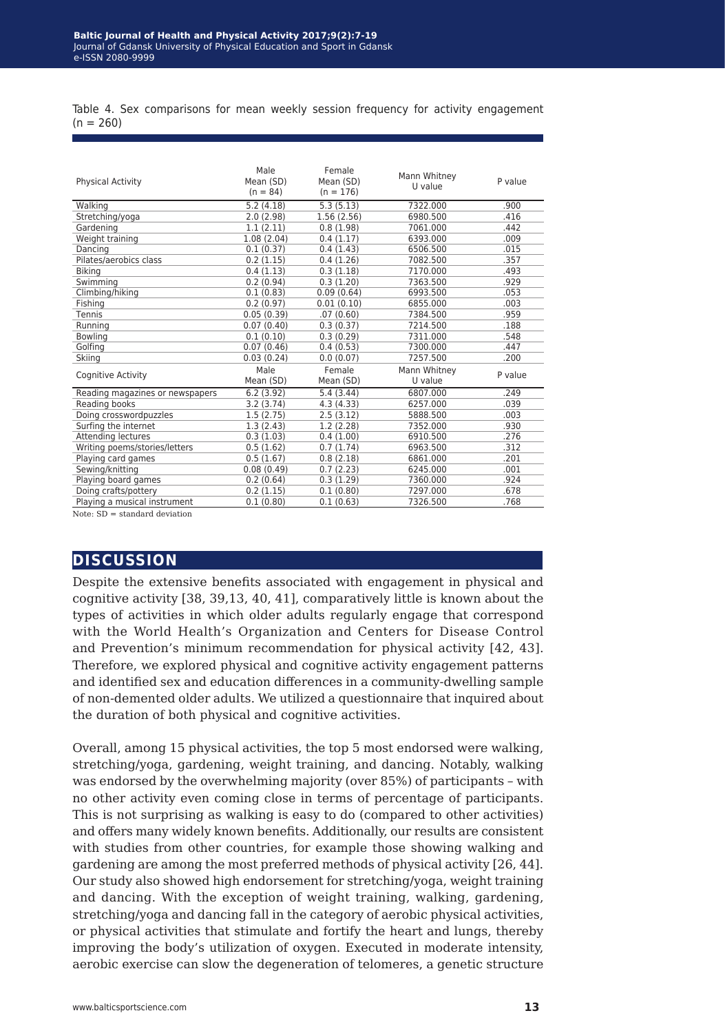Table 4. Sex comparisons for mean weekly session frequency for activity engagement (n = 260)

| Physical Activity | Male Mean (SD) (n = 84) | Female Mean (SD) (n = 176) | Mann Whitney U value | P value |
|---|---|---|---|---|
| Walking | 5.2 (4.18) | 5.3 (5.13) | 7322.000 | .900 |
| Stretching/yoga | 2.0 (2.98) | 1.56 (2.56) | 6980.500 | .416 |
| Gardening | 1.1 (2.11) | 0.8 (1.98) | 7061.000 | .442 |
| Weight training | 1.08 (2.04) | 0.4 (1.17) | 6393.000 | .009 |
| Dancing | 0.1 (0.37) | 0.4 (1.43) | 6506.500 | .015 |
| Pilates/aerobics class | 0.2 (1.15) | 0.4 (1.26) | 7082.500 | .357 |
| Biking | 0.4 (1.13) | 0.3 (1.18) | 7170.000 | .493 |
| Swimming | 0.2 (0.94) | 0.3 (1.20) | 7363.500 | .929 |
| Climbing/hiking | 0.1 (0.83) | 0.09 (0.64) | 6993.500 | .053 |
| Fishing | 0.2 (0.97) | 0.01 (0.10) | 6855.000 | .003 |
| Tennis | 0.05 (0.39) | .07 (0.60) | 7384.500 | .959 |
| Running | 0.07 (0.40) | 0.3 (0.37) | 7214.500 | .188 |
| Bowling | 0.1 (0.10) | 0.3 (0.29) | 7311.000 | .548 |
| Golfing | 0.07 (0.46) | 0.4 (0.53) | 7300.000 | .447 |
| Skiing | 0.03 (0.24) | 0.0 (0.07) | 7257.500 | .200 |
| **Cognitive Activity** | **Male Mean (SD)** | **Female Mean (SD)** | **Mann Whitney U value** | **P value** |
| Reading magazines or newspapers | 6.2 (3.92) | 5.4 (3.44) | 6807.000 | .249 |
| Reading books | 3.2 (3.74) | 4.3 (4.33) | 6257.000 | .039 |
| Doing crosswordpuzzles | 1.5 (2.75) | 2.5 (3.12) | 5888.500 | .003 |
| Surfing the internet | 1.3 (2.43) | 1.2 (2.28) | 7352.000 | .930 |
| Attending lectures | 0.3 (1.03) | 0.4 (1.00) | 6910.500 | .276 |
| Writing poems/stories/letters | 0.5 (1.62) | 0.7 (1.74) | 6963.500 | .312 |
| Playing card games | 0.5 (1.67) | 0.8 (2.18) | 6861.000 | .201 |
| Sewing/knitting | 0.08 (0.49) | 0.7 (2.23) | 6245.000 | .001 |
| Playing board games | 0.2 (0.64) | 0.3 (1.29) | 7360.000 | .924 |
| Doing crafts/pottery | 0.2 (1.15) | 0.1 (0.80) | 7297.000 | .678 |
| Playing a musical instrument | 0.1 (0.80) | 0.1 (0.63) | 7326.500 | .768 |

Note: SD = standard deviation

## DISCUSSION

Despite the extensive benefits associated with engagement in physical and cognitive activity [38, 39,13, 40, 41], comparatively little is known about the types of activities in which older adults regularly engage that correspond with the World Health's Organization and Centers for Disease Control and Prevention's minimum recommendation for physical activity [42, 43]. Therefore, we explored physical and cognitive activity engagement patterns and identified sex and education differences in a community-dwelling sample of non-demented older adults. We utilized a questionnaire that inquired about the duration of both physical and cognitive activities.

Overall, among 15 physical activities, the top 5 most endorsed were walking, stretching/yoga, gardening, weight training, and dancing. Notably, walking was endorsed by the overwhelming majority (over 85%) of participants – with no other activity even coming close in terms of percentage of participants. This is not surprising as walking is easy to do (compared to other activities) and offers many widely known benefits. Additionally, our results are consistent with studies from other countries, for example those showing walking and gardening are among the most preferred methods of physical activity [26, 44]. Our study also showed high endorsement for stretching/yoga, weight training and dancing. With the exception of weight training, walking, gardening, stretching/yoga and dancing fall in the category of aerobic physical activities, or physical activities that stimulate and fortify the heart and lungs, thereby improving the body's utilization of oxygen. Executed in moderate intensity, aerobic exercise can slow the degeneration of telomeres, a genetic structure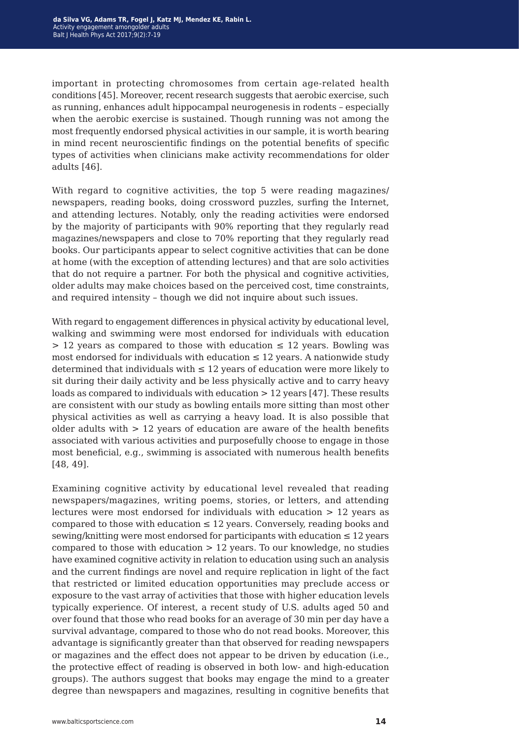important in protecting chromosomes from certain age-related health conditions [45]. Moreover, recent research suggests that aerobic exercise, such as running, enhances adult hippocampal neurogenesis in rodents – especially when the aerobic exercise is sustained. Though running was not among the most frequently endorsed physical activities in our sample, it is worth bearing in mind recent neuroscientific findings on the potential benefits of specific types of activities when clinicians make activity recommendations for older adults [46].

With regard to cognitive activities, the top 5 were reading magazines/ newspapers, reading books, doing crossword puzzles, surfing the Internet, and attending lectures. Notably, only the reading activities were endorsed by the majority of participants with 90% reporting that they regularly read magazines/newspapers and close to 70% reporting that they regularly read books. Our participants appear to select cognitive activities that can be done at home (with the exception of attending lectures) and that are solo activities that do not require a partner. For both the physical and cognitive activities, older adults may make choices based on the perceived cost, time constraints, and required intensity – though we did not inquire about such issues.

With regard to engagement differences in physical activity by educational level, walking and swimming were most endorsed for individuals with education > 12 years as compared to those with education ≤ 12 years. Bowling was most endorsed for individuals with education ≤ 12 years. A nationwide study determined that individuals with ≤ 12 years of education were more likely to sit during their daily activity and be less physically active and to carry heavy loads as compared to individuals with education > 12 years [47]. These results are consistent with our study as bowling entails more sitting than most other physical activities as well as carrying a heavy load. It is also possible that older adults with > 12 years of education are aware of the health benefits associated with various activities and purposefully choose to engage in those most beneficial, e.g., swimming is associated with numerous health benefits [48, 49].

Examining cognitive activity by educational level revealed that reading newspapers/magazines, writing poems, stories, or letters, and attending lectures were most endorsed for individuals with education > 12 years as compared to those with education ≤ 12 years. Conversely, reading books and sewing/knitting were most endorsed for participants with education ≤ 12 years compared to those with education > 12 years. To our knowledge, no studies have examined cognitive activity in relation to education using such an analysis and the current findings are novel and require replication in light of the fact that restricted or limited education opportunities may preclude access or exposure to the vast array of activities that those with higher education levels typically experience. Of interest, a recent study of U.S. adults aged 50 and over found that those who read books for an average of 30 min per day have a survival advantage, compared to those who do not read books. Moreover, this advantage is significantly greater than that observed for reading newspapers or magazines and the effect does not appear to be driven by education (i.e., the protective effect of reading is observed in both low- and high-education groups). The authors suggest that books may engage the mind to a greater degree than newspapers and magazines, resulting in cognitive benefits that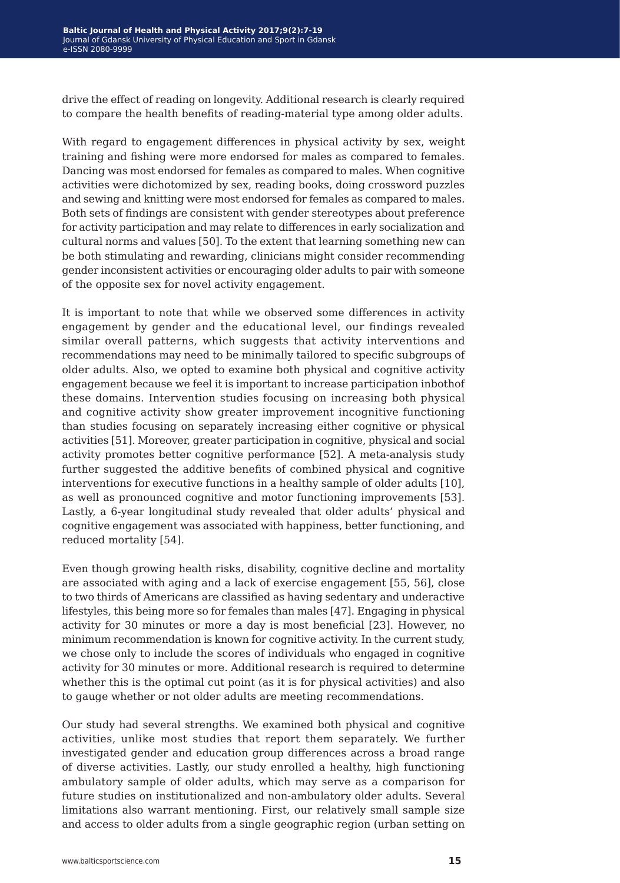drive the effect of reading on longevity. Additional research is clearly required to compare the health benefits of reading-material type among older adults.

With regard to engagement differences in physical activity by sex, weight training and fishing were more endorsed for males as compared to females. Dancing was most endorsed for females as compared to males. When cognitive activities were dichotomized by sex, reading books, doing crossword puzzles and sewing and knitting were most endorsed for females as compared to males. Both sets of findings are consistent with gender stereotypes about preference for activity participation and may relate to differences in early socialization and cultural norms and values [50]. To the extent that learning something new can be both stimulating and rewarding, clinicians might consider recommending gender inconsistent activities or encouraging older adults to pair with someone of the opposite sex for novel activity engagement.

It is important to note that while we observed some differences in activity engagement by gender and the educational level, our findings revealed similar overall patterns, which suggests that activity interventions and recommendations may need to be minimally tailored to specific subgroups of older adults. Also, we opted to examine both physical and cognitive activity engagement because we feel it is important to increase participation inbothof these domains. Intervention studies focusing on increasing both physical and cognitive activity show greater improvement incognitive functioning than studies focusing on separately increasing either cognitive or physical activities [51]. Moreover, greater participation in cognitive, physical and social activity promotes better cognitive performance [52]. A meta-analysis study further suggested the additive benefits of combined physical and cognitive interventions for executive functions in a healthy sample of older adults [10], as well as pronounced cognitive and motor functioning improvements [53]. Lastly, a 6-year longitudinal study revealed that older adults' physical and cognitive engagement was associated with happiness, better functioning, and reduced mortality [54].

Even though growing health risks, disability, cognitive decline and mortality are associated with aging and a lack of exercise engagement [55, 56], close to two thirds of Americans are classified as having sedentary and underactive lifestyles, this being more so for females than males [47]. Engaging in physical activity for 30 minutes or more a day is most beneficial [23]. However, no minimum recommendation is known for cognitive activity. In the current study, we chose only to include the scores of individuals who engaged in cognitive activity for 30 minutes or more. Additional research is required to determine whether this is the optimal cut point (as it is for physical activities) and also to gauge whether or not older adults are meeting recommendations.

Our study had several strengths. We examined both physical and cognitive activities, unlike most studies that report them separately. We further investigated gender and education group differences across a broad range of diverse activities. Lastly, our study enrolled a healthy, high functioning ambulatory sample of older adults, which may serve as a comparison for future studies on institutionalized and non-ambulatory older adults. Several limitations also warrant mentioning. First, our relatively small sample size and access to older adults from a single geographic region (urban setting on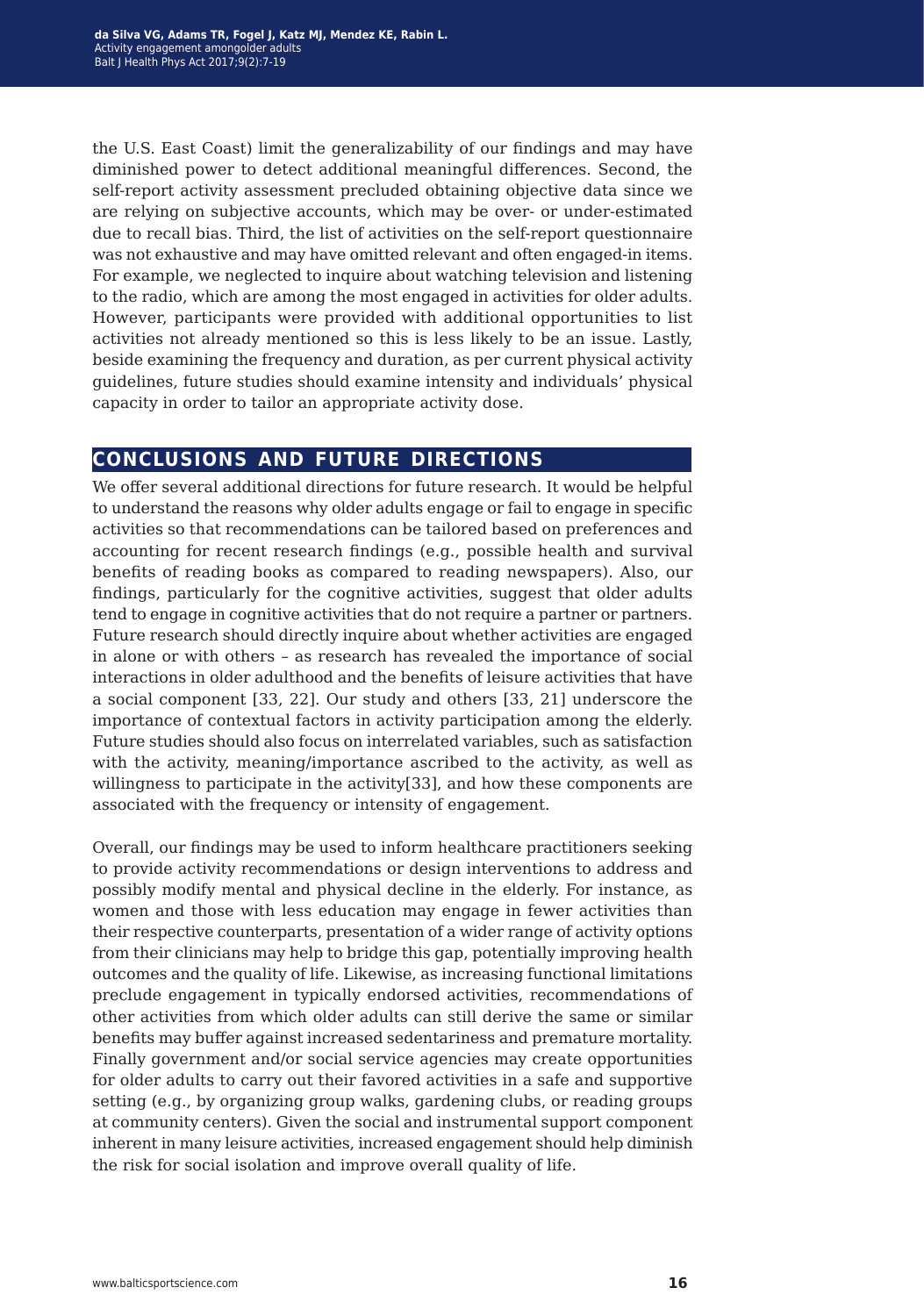the U.S. East Coast) limit the generalizability of our findings and may have diminished power to detect additional meaningful differences. Second, the self-report activity assessment precluded obtaining objective data since we are relying on subjective accounts, which may be over- or under-estimated due to recall bias. Third, the list of activities on the self-report questionnaire was not exhaustive and may have omitted relevant and often engaged-in items. For example, we neglected to inquire about watching television and listening to the radio, which are among the most engaged in activities for older adults. However, participants were provided with additional opportunities to list activities not already mentioned so this is less likely to be an issue. Lastly, beside examining the frequency and duration, as per current physical activity guidelines, future studies should examine intensity and individuals' physical capacity in order to tailor an appropriate activity dose.

## CONCLUSIONS AND FUTURE DIRECTIONS

We offer several additional directions for future research. It would be helpful to understand the reasons why older adults engage or fail to engage in specific activities so that recommendations can be tailored based on preferences and accounting for recent research findings (e.g., possible health and survival benefits of reading books as compared to reading newspapers). Also, our findings, particularly for the cognitive activities, suggest that older adults tend to engage in cognitive activities that do not require a partner or partners. Future research should directly inquire about whether activities are engaged in alone or with others – as research has revealed the importance of social interactions in older adulthood and the benefits of leisure activities that have a social component [33, 22]. Our study and others [33, 21] underscore the importance of contextual factors in activity participation among the elderly. Future studies should also focus on interrelated variables, such as satisfaction with the activity, meaning/importance ascribed to the activity, as well as willingness to participate in the activity[33], and how these components are associated with the frequency or intensity of engagement.

Overall, our findings may be used to inform healthcare practitioners seeking to provide activity recommendations or design interventions to address and possibly modify mental and physical decline in the elderly. For instance, as women and those with less education may engage in fewer activities than their respective counterparts, presentation of a wider range of activity options from their clinicians may help to bridge this gap, potentially improving health outcomes and the quality of life. Likewise, as increasing functional limitations preclude engagement in typically endorsed activities, recommendations of other activities from which older adults can still derive the same or similar benefits may buffer against increased sedentariness and premature mortality. Finally government and/or social service agencies may create opportunities for older adults to carry out their favored activities in a safe and supportive setting (e.g., by organizing group walks, gardening clubs, or reading groups at community centers). Given the social and instrumental support component inherent in many leisure activities, increased engagement should help diminish the risk for social isolation and improve overall quality of life.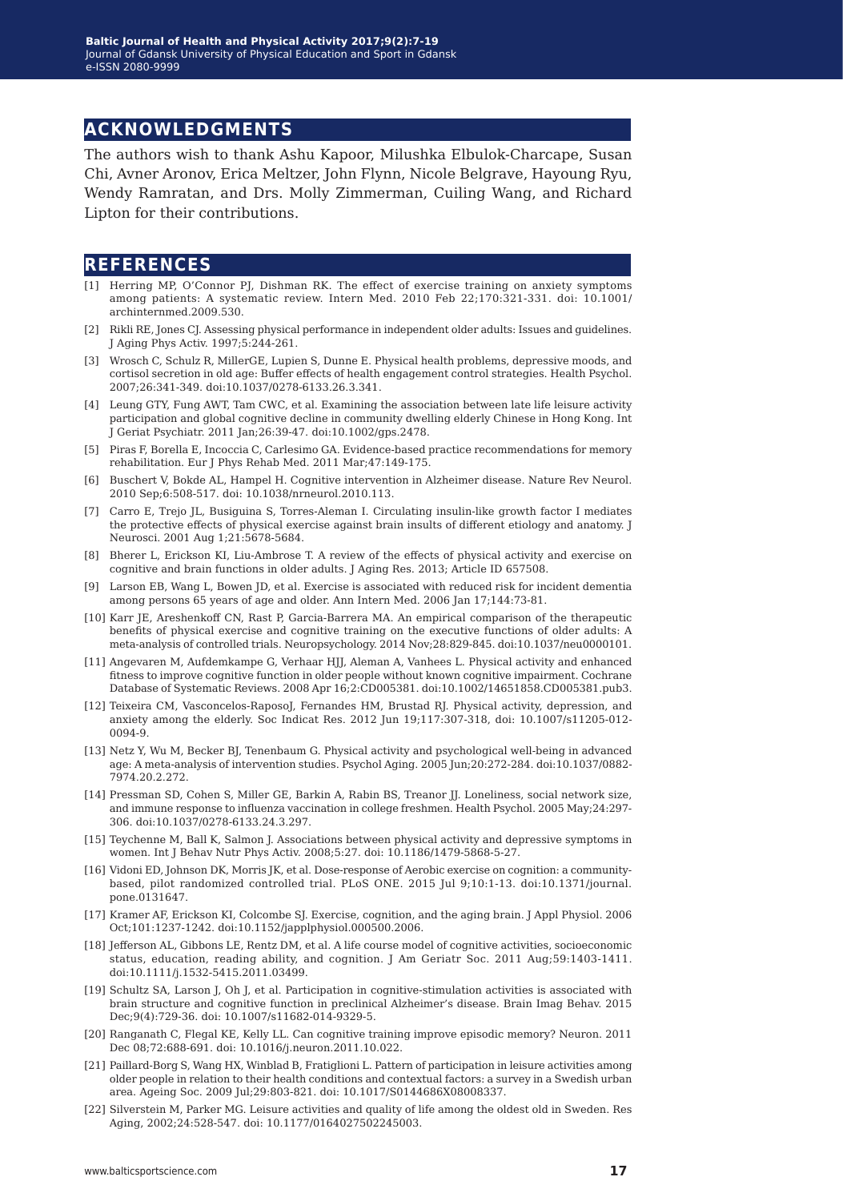## ACKNOWLEDGMENTS

The authors wish to thank Ashu Kapoor, Milushka Elbulok-Charcape, Susan Chi, Avner Aronov, Erica Meltzer, John Flynn, Nicole Belgrave, Hayoung Ryu, Wendy Ramratan, and Drs. Molly Zimmerman, Cuiling Wang, and Richard Lipton for their contributions.

## REFERENCES

[1] Herring MP, O'Connor PJ, Dishman RK. The effect of exercise training on anxiety symptoms among patients: A systematic review. Intern Med. 2010 Feb 22;170:321-331. doi: 10.1001/archinternmed.2009.530.

[2] Rikli RE, Jones CJ. Assessing physical performance in independent older adults: Issues and guidelines. J Aging Phys Activ. 1997;5:244-261.

[3] Wrosch C, Schulz R, MillerGE, Lupien S, Dunne E. Physical health problems, depressive moods, and cortisol secretion in old age: Buffer effects of health engagement control strategies. Health Psychol. 2007;26:341-349. doi:10.1037/0278-6133.26.3.341.

[4] Leung GTY, Fung AWT, Tam CWC, et al. Examining the association between late life leisure activity participation and global cognitive decline in community dwelling elderly Chinese in Hong Kong. Int J Geriat Psychiatr. 2011 Jan;26:39-47. doi:10.1002/gps.2478.

[5] Piras F, Borella E, Incoccia C, Carlesimo GA. Evidence-based practice recommendations for memory rehabilitation. Eur J Phys Rehab Med. 2011 Mar;47:149-175.

[6] Buschert V, Bokde AL, Hampel H. Cognitive intervention in Alzheimer disease. Nature Rev Neurol. 2010 Sep;6:508-517. doi: 10.1038/nrneurol.2010.113.

[7] Carro E, Trejo JL, Busiguina S, Torres-Aleman I. Circulating insulin-like growth factor I mediates the protective effects of physical exercise against brain insults of different etiology and anatomy. J Neurosci. 2001 Aug 1;21:5678-5684.

[8] Bherer L, Erickson KI, Liu-Ambrose T. A review of the effects of physical activity and exercise on cognitive and brain functions in older adults. J Aging Res. 2013; Article ID 657508.

[9] Larson EB, Wang L, Bowen JD, et al. Exercise is associated with reduced risk for incident dementia among persons 65 years of age and older. Ann Intern Med. 2006 Jan 17;144:73-81.

[10] Karr JE, Areshenkoff CN, Rast P, Garcia-Barrera MA. An empirical comparison of the therapeutic benefits of physical exercise and cognitive training on the executive functions of older adults: A meta-analysis of controlled trials. Neuropsychology. 2014 Nov;28:829-845. doi:10.1037/neu0000101.

[11] Angevaren M, Aufdemkampe G, Verhaar HJJ, Aleman A, Vanhees L. Physical activity and enhanced fitness to improve cognitive function in older people without known cognitive impairment. Cochrane Database of Systematic Reviews. 2008 Apr 16;2:CD005381. doi:10.1002/14651858.CD005381.pub3.

[12] Teixeira CM, Vasconcelos-RaposoJ, Fernandes HM, Brustad RJ. Physical activity, depression, and anxiety among the elderly. Soc Indicat Res. 2012 Jun 19;117:307-318, doi: 10.1007/s11205-012-0094-9.

[13] Netz Y, Wu M, Becker BJ, Tenenbaum G. Physical activity and psychological well-being in advanced age: A meta-analysis of intervention studies. Psychol Aging. 2005 Jun;20:272-284. doi:10.1037/0882-7974.20.2.272.

[14] Pressman SD, Cohen S, Miller GE, Barkin A, Rabin BS, Treanor JJ. Loneliness, social network size, and immune response to influenza vaccination in college freshmen. Health Psychol. 2005 May;24:297-306. doi:10.1037/0278-6133.24.3.297.

[15] Teychenne M, Ball K, Salmon J. Associations between physical activity and depressive symptoms in women. Int J Behav Nutr Phys Activ. 2008;5:27. doi: 10.1186/1479-5868-5-27.

[16] Vidoni ED, Johnson DK, Morris JK, et al. Dose-response of Aerobic exercise on cognition: a community-based, pilot randomized controlled trial. PLoS ONE. 2015 Jul 9;10:1-13. doi:10.1371/journal.pone.0131647.

[17] Kramer AF, Erickson KI, Colcombe SJ. Exercise, cognition, and the aging brain. J Appl Physiol. 2006 Oct;101:1237-1242. doi:10.1152/japplphysiol.000500.2006.

[18] Jefferson AL, Gibbons LE, Rentz DM, et al. A life course model of cognitive activities, socioeconomic status, education, reading ability, and cognition. J Am Geriatr Soc. 2011 Aug;59:1403-1411. doi:10.1111/j.1532-5415.2011.03499.

[19] Schultz SA, Larson J, Oh J, et al. Participation in cognitive-stimulation activities is associated with brain structure and cognitive function in preclinical Alzheimer's disease. Brain Imag Behav. 2015 Dec;9(4):729-36. doi: 10.1007/s11682-014-9329-5.

[20] Ranganath C, Flegal KE, Kelly LL. Can cognitive training improve episodic memory? Neuron. 2011 Dec 08;72:688-691. doi: 10.1016/j.neuron.2011.10.022.

[21] Paillard-Borg S, Wang HX, Winblad B, Fratiglioni L. Pattern of participation in leisure activities among older people in relation to their health conditions and contextual factors: a survey in a Swedish urban area. Ageing Soc. 2009 Jul;29:803-821. doi: 10.1017/S0144686X08008337.

[22] Silverstein M, Parker MG. Leisure activities and quality of life among the oldest old in Sweden. Res Aging, 2002;24:528-547. doi: 10.1177/0164027502245003.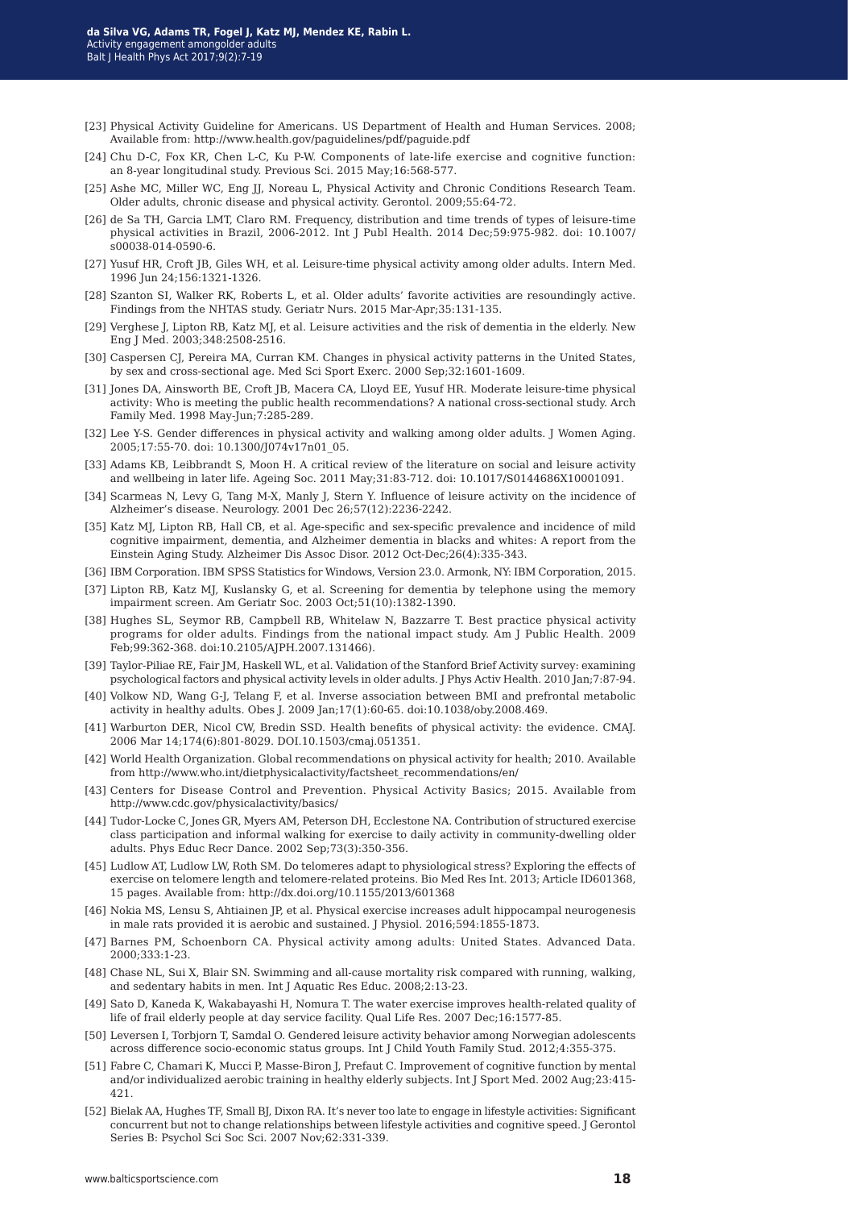[23] Physical Activity Guideline for Americans. US Department of Health and Human Services. 2008; Available from: http://www.health.gov/paguidelines/pdf/paguide.pdf

[24] Chu D-C, Fox KR, Chen L-C, Ku P-W. Components of late-life exercise and cognitive function: an 8-year longitudinal study. Previous Sci. 2015 May;16:568-577.

[25] Ashe MC, Miller WC, Eng JJ, Noreau L, Physical Activity and Chronic Conditions Research Team. Older adults, chronic disease and physical activity. Gerontol. 2009;55:64-72.

[26] de Sa TH, Garcia LMT, Claro RM. Frequency, distribution and time trends of types of leisure-time physical activities in Brazil, 2006-2012. Int J Publ Health. 2014 Dec;59:975-982. doi: 10.1007/s00038-014-0590-6.

[27] Yusuf HR, Croft JB, Giles WH, et al. Leisure-time physical activity among older adults. Intern Med. 1996 Jun 24;156:1321-1326.

[28] Szanton SI, Walker RK, Roberts L, et al. Older adults' favorite activities are resoundingly active. Findings from the NHTAS study. Geriatr Nurs. 2015 Mar-Apr;35:131-135.

[29] Verghese J, Lipton RB, Katz MJ, et al. Leisure activities and the risk of dementia in the elderly. New Eng J Med. 2003;348:2508-2516.

[30] Caspersen CJ, Pereira MA, Curran KM. Changes in physical activity patterns in the United States, by sex and cross-sectional age. Med Sci Sport Exerc. 2000 Sep;32:1601-1609.

[31] Jones DA, Ainsworth BE, Croft JB, Macera CA, Lloyd EE, Yusuf HR. Moderate leisure-time physical activity: Who is meeting the public health recommendations? A national cross-sectional study. Arch Family Med. 1998 May-Jun;7:285-289.

[32] Lee Y-S. Gender differences in physical activity and walking among older adults. J Women Aging. 2005;17:55-70. doi: 10.1300/J074v17n01_05.

[33] Adams KB, Leibbrandt S, Moon H. A critical review of the literature on social and leisure activity and wellbeing in later life. Ageing Soc. 2011 May;31:83-712. doi: 10.1017/S0144686X10001091.

[34] Scarmeas N, Levy G, Tang M-X, Manly J, Stern Y. Influence of leisure activity on the incidence of Alzheimer's disease. Neurology. 2001 Dec 26;57(12):2236-2242.

[35] Katz MJ, Lipton RB, Hall CB, et al. Age-specific and sex-specific prevalence and incidence of mild cognitive impairment, dementia, and Alzheimer dementia in blacks and whites: A report from the Einstein Aging Study. Alzheimer Dis Assoc Disor. 2012 Oct-Dec;26(4):335-343.

[36] IBM Corporation. IBM SPSS Statistics for Windows, Version 23.0. Armonk, NY: IBM Corporation, 2015.

[37] Lipton RB, Katz MJ, Kuslansky G, et al. Screening for dementia by telephone using the memory impairment screen. Am Geriatr Soc. 2003 Oct;51(10):1382-1390.

[38] Hughes SL, Seymor RB, Campbell RB, Whitelaw N, Bazzarre T. Best practice physical activity programs for older adults. Findings from the national impact study. Am J Public Health. 2009 Feb;99:362-368. doi:10.2105/AJPH.2007.131466).

[39] Taylor-Piliae RE, Fair JM, Haskell WL, et al. Validation of the Stanford Brief Activity survey: examining psychological factors and physical activity levels in older adults. J Phys Activ Health. 2010 Jan;7:87-94.

[40] Volkow ND, Wang G-J, Telang F, et al. Inverse association between BMI and prefrontal metabolic activity in healthy adults. Obes J. 2009 Jan;17(1):60-65. doi:10.1038/oby.2008.469.

[41] Warburton DER, Nicol CW, Bredin SSD. Health benefits of physical activity: the evidence. CMAJ. 2006 Mar 14;174(6):801-8029. DOI.10.1503/cmaj.051351.

[42] World Health Organization. Global recommendations on physical activity for health; 2010. Available from http://www.who.int/dietphysicalactivity/factsheet_recommendations/en/

[43] Centers for Disease Control and Prevention. Physical Activity Basics; 2015. Available from http://www.cdc.gov/physicalactivity/basics/

[44] Tudor-Locke C, Jones GR, Myers AM, Peterson DH, Ecclestone NA. Contribution of structured exercise class participation and informal walking for exercise to daily activity in community-dwelling older adults. Phys Educ Recr Dance. 2002 Sep;73(3):350-356.

[45] Ludlow AT, Ludlow LW, Roth SM. Do telomeres adapt to physiological stress? Exploring the effects of exercise on telomere length and telomere-related proteins. Bio Med Res Int. 2013; Article ID601368, 15 pages. Available from: http://dx.doi.org/10.1155/2013/601368

[46] Nokia MS, Lensu S, Ahtiainen JP, et al. Physical exercise increases adult hippocampal neurogenesis in male rats provided it is aerobic and sustained. J Physiol. 2016;594:1855-1873.

[47] Barnes PM, Schoenborn CA. Physical activity among adults: United States. Advanced Data. 2000;333:1-23.

[48] Chase NL, Sui X, Blair SN. Swimming and all-cause mortality risk compared with running, walking, and sedentary habits in men. Int J Aquatic Res Educ. 2008;2:13-23.

[49] Sato D, Kaneda K, Wakabayashi H, Nomura T. The water exercise improves health-related quality of life of frail elderly people at day service facility. Qual Life Res. 2007 Dec;16:1577-85.

[50] Leversen I, Torbjorn T, Samdal O. Gendered leisure activity behavior among Norwegian adolescents across difference socio-economic status groups. Int J Child Youth Family Stud. 2012;4:355-375.

[51] Fabre C, Chamari K, Mucci P, Masse-Biron J, Prefaut C. Improvement of cognitive function by mental and/or individualized aerobic training in healthy elderly subjects. Int J Sport Med. 2002 Aug;23:415-421.

[52] Bielak AA, Hughes TF, Small BJ, Dixon RA. It's never too late to engage in lifestyle activities: Significant concurrent but not to change relationships between lifestyle activities and cognitive speed. J Gerontol Series B: Psychol Sci Soc Sci. 2007 Nov;62:331-339.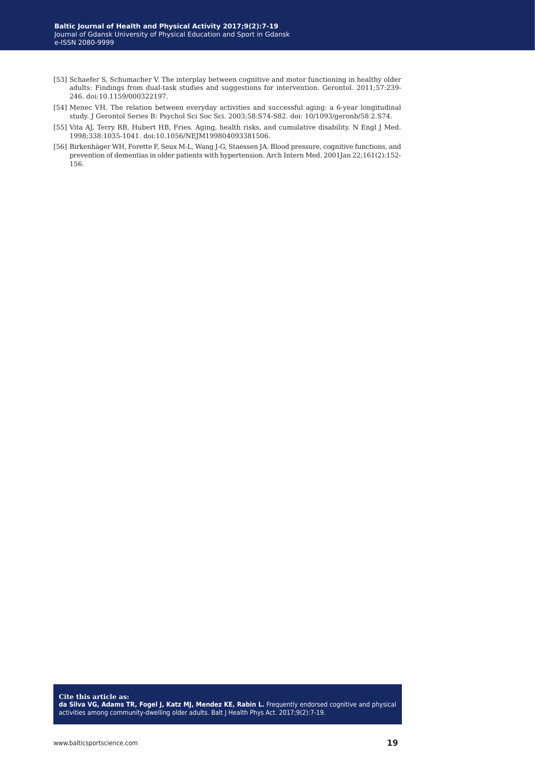[53] Schaefer S, Schumacher V. The interplay between cognitive and motor functioning in healthy older adults: Findings from dual-task studies and suggestions for intervention. Gerontol. 2011;57:239-246. doi:10.1159/000322197.

[54] Menec VH. The relation between everyday activities and successful aging: a 6-year longitudinal study. J Gerontol Series B: Psychol Sci Soc Sci. 2003;58:S74-S82. doi: 10/1093/geronb/58.2.S74.

[55] Vita AJ, Terry RB, Hubert HB, Fries. Aging, health risks, and cumulative disability. N Engl J Med. 1998;338:1035-1041. doi:10.1056/NEJM199804093381506.

[56] Birkenhäger WH, Forette F, Seux M-L, Wang J-G, Staessen JA. Blood pressure, cognitive functions, and prevention of dementias in older patients with hypertension. Arch Intern Med. 2001Jan 22;161(2):152-156.

**Cite this article as:**
**da Silva VG, Adams TR, Fogel J, Katz MJ, Mendez KE, Rabin L.** Frequently endorsed cognitive and physical activities among community-dwelling older adults. Balt J Health Phys Act. 2017;9(2):7-19.